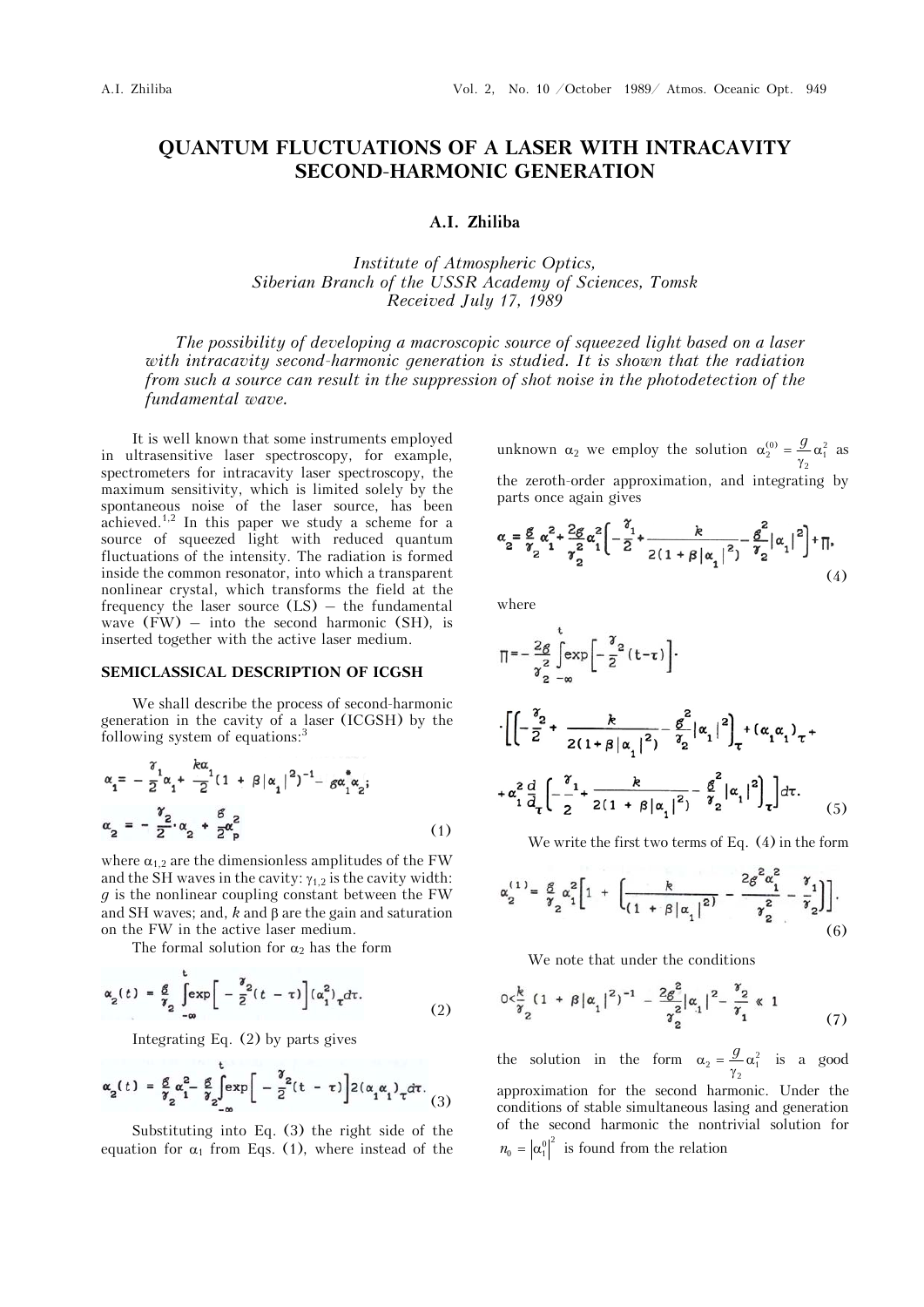# QUANTUM FLUCTUATIONS OF A LASER WITH INTRACAVITY SECOND-HARMONIC GENERATION

**A.I. Zhiliba**

*Institute of Atmospheric Optics, Siberian Branch of the USSR Academy of Sciences, Tomsk*
*Received July 17, 1989*

*The possibility of developing a macroscopic source of squeezed light based on a laser with intracavity second-harmonic generation is studied. It is shown that the radiation from such a source can result in the suppression of shot noise in the photodetection of the fundamental wave.*

It is well known that some instruments employed in ultrasensitive laser spectroscopy, for example, spectrometers for intracavity laser spectroscopy, the maximum sensitivity, which is limited solely by the spontaneous noise of the laser source, has been achieved.[1,2] In this paper we study a scheme for a source of squeezed light with reduced quantum fluctuations of the intensity. The radiation is formed inside the common resonator, into which a transparent nonlinear crystal, which transforms the field at the frequency the laser source (LS) – the fundamental wave (FW) – into the second harmonic (SH), is inserted together with the active laser medium.

## SEMICLASSICAL DESCRIPTION OF ICGSH

We shall describe the process of second-harmonic generation in the cavity of a laser (ICGSH) by the following system of equations:[3]

$$\dot{\alpha}_1 = -\frac{\gamma_1}{2}\alpha_1 + \frac{k\alpha_1}{2}(1 + \beta|\alpha_1|^2)^{-1} - g\alpha_1^*\alpha_2;$$
$$\dot{\alpha}_2 = -\frac{\gamma_2}{2}\cdot\alpha_2 + \frac{g}{2}\alpha_p^2 \tag{1}$$

where $\alpha_{1,2}$ are the dimensionless amplitudes of the FW and the SH waves in the cavity: $\gamma_{1,2}$ is the cavity width: $g$ is the nonlinear coupling constant between the FW and SH waves; and, $k$ and $\beta$ are the gain and saturation on the FW in the active laser medium.

The formal solution for $\alpha_2$ has the form

$$\alpha_2(t) = \frac{g}{\gamma_2}\int_{-\infty}^{t}\exp\left[-\frac{\gamma_2}{2}(t-\tau)\right](\alpha_1^2)_\tau d\tau. \tag{2}$$

Integrating Eq. (2) by parts gives

$$\alpha_2(t) = \frac{g}{\gamma_2}\alpha_1^2 - \frac{g}{\gamma_2}\int_{-\infty}^{t}\exp\left[-\frac{\gamma_2}{2}(t-\tau)\right]2(\alpha_1\dot{\alpha}_1)_\tau d\tau. \tag{3}$$

Substituting into Eq. (3) the right side of the equation for $\alpha_1$ from Eqs. (1), where instead of the unknown $\alpha_2$ we employ the solution $\alpha_2^{(0)} = \frac{g}{\gamma_2}\alpha_1^2$ as the zeroth-order approximation, and integrating by parts once again gives

$$\alpha_2 = \frac{g}{\gamma_2}\alpha_1^2 + \frac{2g}{\gamma_2^2}\alpha_1^2\left(-\frac{\gamma_1}{2} + \frac{k}{2(1+\beta|\alpha_1|^2)} - \frac{g^2}{\gamma_2}|\alpha_1|^2\right) + \Pi, \tag{4}$$

where

$$\Pi = -\frac{2g}{\gamma_2^2}\int_{-\infty}^{t}\exp\left[-\frac{\gamma_2}{2}(t-\tau)\right]\cdot$$
$$\cdot\left[\left(-\frac{\gamma_2}{2} + \frac{k}{2(1+\beta|\alpha_1|^2)} - \frac{g^2}{\gamma_2}|\alpha_1|^2\right)_\tau + (\alpha_1\dot{\alpha}_1)_\tau + \alpha_1^2\frac{d}{d_\tau}\left(-\frac{\gamma_1}{2} + \frac{k}{2(1+\beta|\alpha_1|^2)} - \frac{g^2}{\gamma_2}|\alpha_1|^2\right)_\tau\right]d\tau. \tag{5}$$

We write the first two terms of Eq. (4) in the form

$$\alpha_2^{(1)} = \frac{g}{\gamma_2}\alpha_1^2\left[1 + \left(\frac{k}{(1+\beta|\alpha_1|^2)} - \frac{2g^2\alpha_1^2}{\gamma_2^2} - \frac{\gamma_1}{\gamma_2}\right)\right]. \tag{6}$$

We note that under the conditions

$$0 < \frac{k}{\gamma_2}(1+\beta|\alpha_1|^2)^{-1} - \frac{2g^2}{\gamma_2^2}|\alpha_1|^2 - \frac{\gamma_2}{\gamma_1} \ll 1 \tag{7}$$

the solution in the form $\alpha_2 = \frac{g}{\gamma_2}\alpha_1^2$ is a good approximation for the second harmonic. Under the conditions of stable simultaneous lasing and generation of the second harmonic the nontrivial solution for $n_0 = |\alpha_1^0|^2$ is found from the relation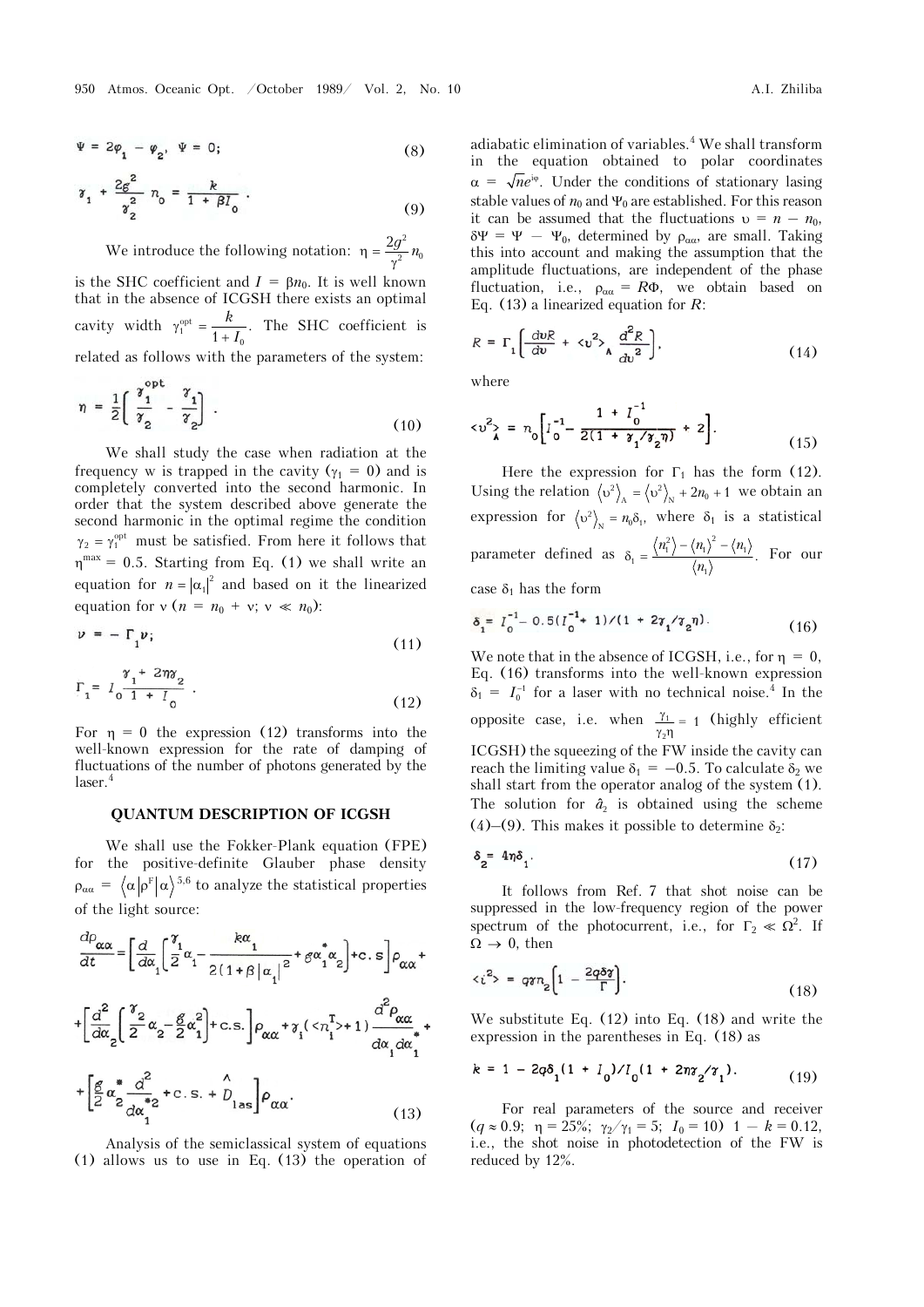$$\Psi = 2\varphi_1 - \varphi_2, \ \Psi = 0; \tag{8}$$

$$\gamma_1 + \frac{2g^2}{\gamma_2^2} n_0 = \frac{k}{1 + \beta I_0}. \tag{9}$$

We introduce the following notation: $\eta = \dfrac{2g^2}{\gamma^2} n_0$ is the SHC coefficient and $I = \beta n_0$. It is well known that in the absence of ICGSH there exists an optimal cavity width $\gamma_1^{\text{opt}} = \dfrac{k}{1 + I_0}$. The SHC coefficient is related as follows with the parameters of the system:

$$\eta = \frac{1}{2}\left(\frac{\gamma_1^{\text{opt}}}{\gamma_2} - \frac{\gamma_1}{\gamma_2}\right). \tag{10}$$

We shall study the case when radiation at the frequency w is trapped in the cavity ($\gamma_1 = 0$) and is completely converted into the second harmonic. In order that the system described above generate the second harmonic in the optimal regime the condition $\gamma_2 = \gamma_1^{\text{opt}}$ must be satisfied. From here it follows that $\eta^{\max} = 0.5$. Starting from Eq. (1) we shall write an equation for $n = |\alpha_1|^2$ and based on it the linearized equation for $\nu$ ($n = n_0 + \nu$; $\nu \ll n_0$):

$$\nu = -\Gamma_1 \nu; \tag{11}$$

$$\Gamma_1 = I_0 \frac{\gamma_1 + 2\eta\gamma_2}{1 + I_0}. \tag{12}$$

For $\eta = 0$ the expression (12) transforms into the well-known expression for the rate of damping of fluctuations of the number of photons generated by the laser.[4]

## QUANTUM DESCRIPTION OF ICGSH

We shall use the Fokker-Plank equation (FPE) for the positive-definite Glauber phase density $\rho_{\alpha\alpha} = \langle \alpha | \rho^{F} | \alpha \rangle$[5,6] to analyze the statistical properties of the light source:

$$\begin{aligned}\frac{d\rho_{\alpha\alpha}}{dt} &= \left[\frac{d}{d\alpha_1}\left(\frac{\gamma_1}{2}\alpha_1 - \frac{k\alpha_1}{2(1+\beta|\alpha_1|^2)} + g\alpha_1^*\alpha_2\right) + \text{c.s}\right]\rho_{\alpha\alpha} + \\ &+ \left[\frac{d^2}{d\alpha_2}\left(\frac{\gamma_2}{2}\alpha_2 - \frac{g}{2}\alpha_1^2\right) + \text{c.s.}\right]\rho_{\alpha\alpha} + \gamma_1(\langle n_1^T\rangle + 1)\frac{d^2\rho_{\alpha\alpha}}{d\alpha_1 d\alpha_1^*} + \\ &+ \left[\frac{g}{2}\alpha_2^*\frac{d^2}{d\alpha_1^{*2}} + \text{c.s.} + \hat{D}_{1as}\right]\rho_{\alpha\alpha}.\end{aligned} \tag{13}$$

Analysis of the semiclassical system of equations (1) allows us to use in Eq. (13) the operation of adiabatic elimination of variables.[4] We shall transform in the equation obtained to polar coordinates $\alpha = \sqrt{n}e^{i\varphi}$. Under the conditions of stationary lasing stable values of $n_0$ and $\Psi_0$ are established. For this reason it can be assumed that the fluctuations $\upsilon = n - n_0$, $\delta\Psi = \Psi - \Psi_0$, determined by $\rho_{\alpha\alpha}$, are small. Taking this into account and making the assumption that the amplitude fluctuations, are independent of the phase fluctuation, i.e., $\rho_{\alpha\alpha} = R\Phi$, we obtain based on Eq. (13) a linearized equation for $R$:

$$R = \Gamma_1\left[\frac{d\upsilon R}{d\upsilon} + \langle \upsilon^2 \rangle_A \frac{d^2 R}{d\upsilon^2}\right], \tag{14}$$

where

$$\langle \upsilon^2 \rangle_A = n_0\left[I_0^{-1} - \frac{1 + I_0^{-1}}{2(1 + \gamma_1/\gamma_2\eta)} + 2\right]. \tag{15}$$

Here the expression for $\Gamma_1$ has the form (12). Using the relation $\langle \upsilon^2 \rangle_A = \langle \upsilon^2 \rangle_N + 2n_0 + 1$ we obtain an expression for $\langle \upsilon^2 \rangle_N = n_0\delta_1$, where $\delta_1$ is a statistical parameter defined as $\delta_1 = \dfrac{\langle n_1^2 \rangle - \langle n_1 \rangle^2 - \langle n_1 \rangle}{\langle n_1 \rangle}$. For our case $\delta_1$ has the form

$$\delta_1 = I_0^{-1} - 0.5(I_0^{-1} + 1)/(1 + 2\gamma_1/\gamma_2\eta). \tag{16}$$

We note that in the absence of ICGSH, i.e., for $\eta = 0$, Eq. (16) transforms into the well-known expression $\delta_1 = I_0^{-1}$ for a laser with no technical noise.[4] In the opposite case, i.e. when $\dfrac{\gamma_1}{\gamma_2\eta} = 1$ (highly efficient ICGSH) the squeezing of the FW inside the cavity can reach the limiting value $\delta_1 = -0.5$. To calculate $\delta_2$ we shall start from the operator analog of the system (1). The solution for $\hat{a}_2$ is obtained using the scheme (4)–(9). This makes it possible to determine $\delta_2$:

$$\delta_2 = 4\eta\delta_1. \tag{17}$$

It follows from Ref. 7 that shot noise can be suppressed in the low-frequency region of the power spectrum of the photocurrent, i.e., for $\Gamma_2 \ll \Omega^2$. If $\Omega \to 0$, then

$$\langle i^2 \rangle = q\gamma n_2\left(1 - \frac{2q\delta\gamma}{\Gamma}\right). \tag{18}$$

We substitute Eq. (12) into Eq. (18) and write the expression in the parentheses in Eq. (18) as

$$k = 1 - 2q\delta_1(1 + I_0)/I_0(1 + 2\eta\gamma_2/\gamma_1). \tag{19}$$

For real parameters of the source and receiver ($q \approx 0.9$; $\eta = 25\%$; $\gamma_2/\gamma_1 = 5$; $I_0 = 10$) $1 - k = 0.12$, i.e., the shot noise in photodetection of the FW is reduced by 12%.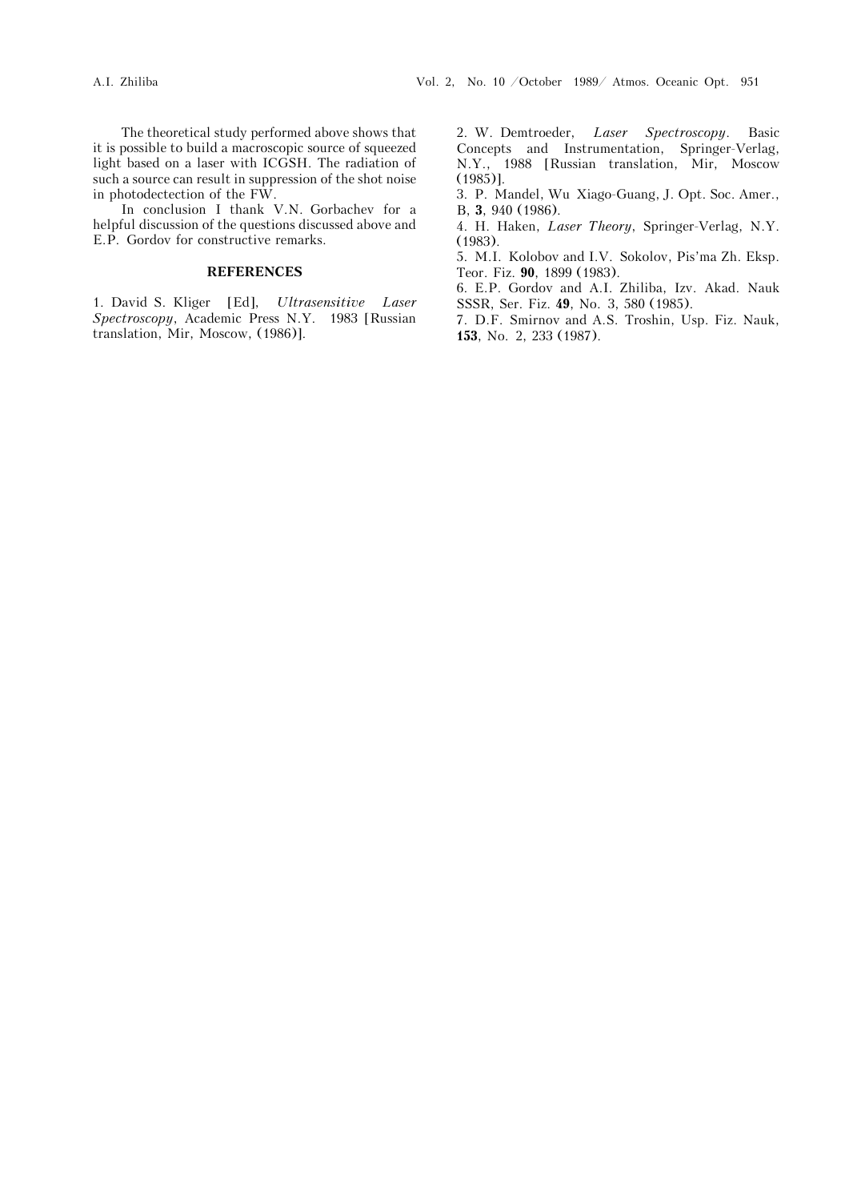The theoretical study performed above shows that it is possible to build a macroscopic source of squeezed light based on a laser with ICGSH. The radiation of such a source can result in suppression of the shot noise in photodectection of the FW.

In conclusion I thank V.N. Gorbachev for a helpful discussion of the questions discussed above and E.P. Gordov for constructive remarks.

## REFERENCES

1. David S. Kliger [Ed], *Ultrasensitive Laser Spectroscopy*, Academic Press N.Y. 1983 [Russian translation, Mir, Moscow, (1986)].

2. W. Demtroeder, *Laser Spectroscopy*. Basic Concepts and Instrumentation, Springer-Verlag, N.Y., 1988 [Russian translation, Mir, Moscow (1985)].

3. P. Mandel, Wu Xiago-Guang, J. Opt. Soc. Amer., B, **3**, 940 (1986).

4. H. Haken, *Laser Theory*, Springer-Verlag, N.Y. (1983).

5. M.I. Kolobov and I.V. Sokolov, Pis'ma Zh. Eksp. Teor. Fiz. **90**, 1899 (1983).

6. E.P. Gordov and A.I. Zhiliba, Izv. Akad. Nauk SSSR, Ser. Fiz. **49**, No. 3, 580 (1985).

7. D.F. Smirnov and A.S. Troshin, Usp. Fiz. Nauk, **153**, No. 2, 233 (1987).